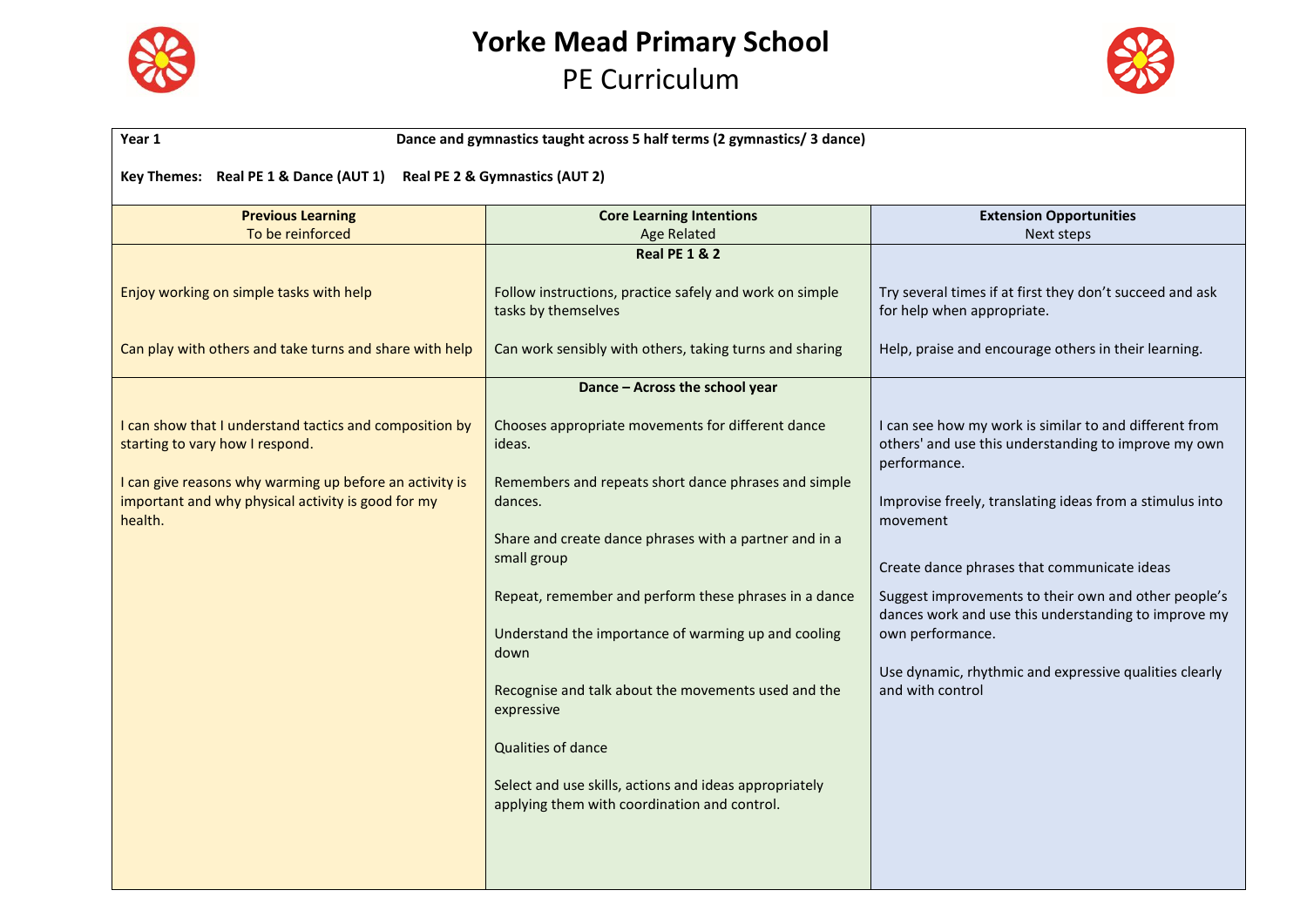# Yorke Mead Primary School

## PE Curriculum

**Year 1** — **Dance and gymnastics taught across 5 half terms (2 gymnastics/ 3 dance)**

**Key Themes: Real PE 1 & Dance (AUT 1) Real PE 2 & Gymnastics (AUT 2)**

| **Previous Learning**<br>To be reinforced | **Core Learning Intentions**<br>Age Related | **Extension Opportunities**<br>Next steps |
|---|---|---|
| | **Real PE 1 & 2** | |
| Enjoy working on simple tasks with help | Follow instructions, practice safely and work on simple tasks by themselves | Try several times if at first they don't succeed and ask for help when appropriate. |
| Can play with others and take turns and share with help | Can work sensibly with others, taking turns and sharing | Help, praise and encourage others in their learning. |
| | **Dance – Across the school year** | |
| I can show that I understand tactics and composition by starting to vary how I respond.<br><br>I can give reasons why warming up before an activity is important and why physical activity is good for my health. | Chooses appropriate movements for different dance ideas.<br><br>Remembers and repeats short dance phrases and simple dances.<br><br>Share and create dance phrases with a partner and in a small group<br><br>Repeat, remember and perform these phrases in a dance<br><br>Understand the importance of warming up and cooling down<br><br>Recognise and talk about the movements used and the expressive<br><br>Qualities of dance<br><br>Select and use skills, actions and ideas appropriately applying them with coordination and control. | I can see how my work is similar to and different from others' and use this understanding to improve my own performance.<br><br>Improvise freely, translating ideas from a stimulus into movement<br><br>Create dance phrases that communicate ideas<br><br>Suggest improvements to their own and other people's dances work and use this understanding to improve my own performance.<br><br>Use dynamic, rhythmic and expressive qualities clearly and with control |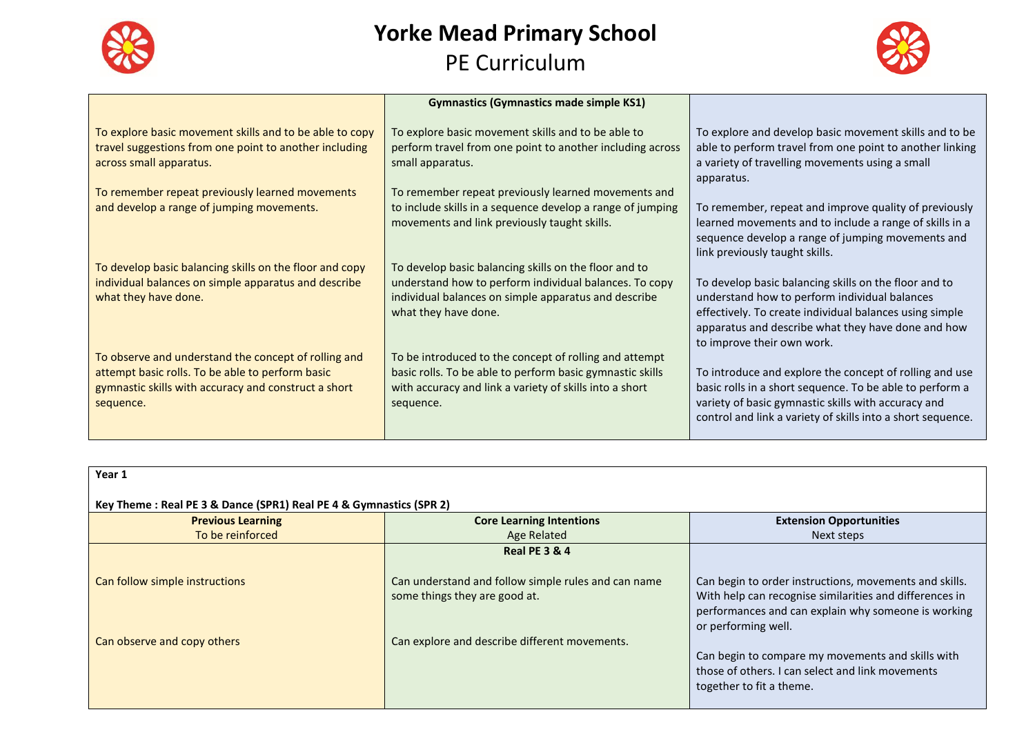# Yorke Mead Primary School

## PE Curriculum

| | Gymnastics (Gymnastics made simple KS1) | |
|---|---|---|
| To explore basic movement skills and to be able to copy travel suggestions from one point to another including across small apparatus. | To explore basic movement skills and to be able to perform travel from one point to another including across small apparatus. | To explore and develop basic movement skills and to be able to perform travel from one point to another linking a variety of travelling movements using a small apparatus. |
| To remember repeat previously learned movements and develop a range of jumping movements. | To remember repeat previously learned movements and to include skills in a sequence develop a range of jumping movements and link previously taught skills. | To remember, repeat and improve quality of previously learned movements and to include a range of skills in a sequence develop a range of jumping movements and link previously taught skills. |
| To develop basic balancing skills on the floor and copy individual balances on simple apparatus and describe what they have done. | To develop basic balancing skills on the floor and to understand how to perform individual balances. To copy individual balances on simple apparatus and describe what they have done. | To develop basic balancing skills on the floor and to understand how to perform individual balances effectively. To create individual balances using simple apparatus and describe what they have done and how to improve their own work. |
| To observe and understand the concept of rolling and attempt basic rolls. To be able to perform basic gymnastic skills with accuracy and construct a short sequence. | To be introduced to the concept of rolling and attempt basic rolls. To be able to perform basic gymnastic skills with accuracy and link a variety of skills into a short sequence. | To introduce and explore the concept of rolling and use basic rolls in a short sequence. To be able to perform a variety of basic gymnastic skills with accuracy and control and link a variety of skills into a short sequence. |

**Year 1**

**Key Theme : Real PE 3 & Dance (SPR1) Real PE 4 & Gymnastics (SPR 2)**

| **Previous Learning**<br>To be reinforced | **Core Learning Intentions**<br>Age Related | **Extension Opportunities**<br>Next steps |
|---|---|---|
| | **Real PE 3 & 4** | |
| Can follow simple instructions | Can understand and follow simple rules and can name some things they are good at. | Can begin to order instructions, movements and skills. With help can recognise similarities and differences in performances and can explain why someone is working or performing well. |
| Can observe and copy others | Can explore and describe different movements. | Can begin to compare my movements and skills with those of others. I can select and link movements together to fit a theme. |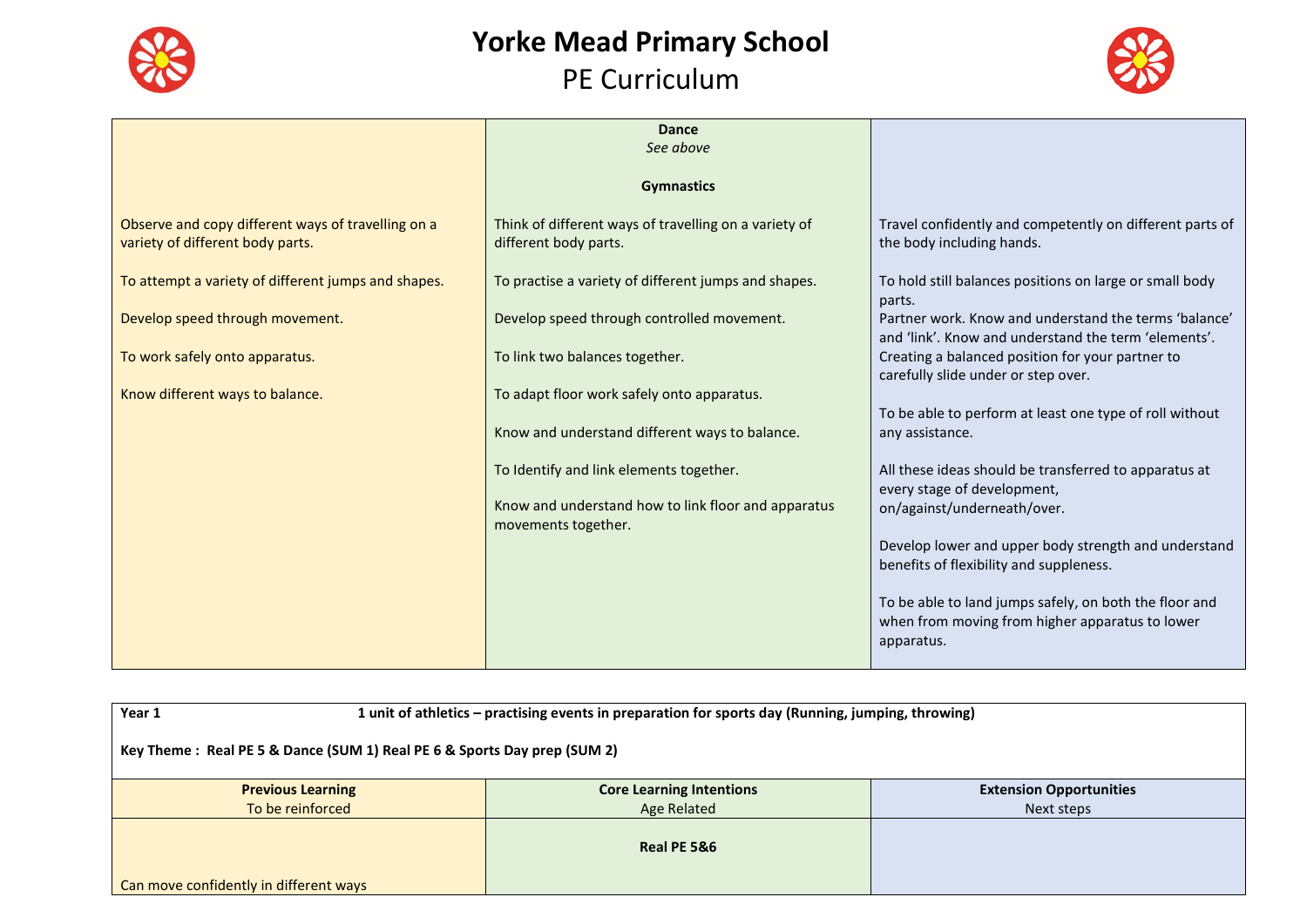# Yorke Mead Primary School

## PE Curriculum

| | | |
|---|---|---|
| Observe and copy different ways of travelling on a variety of different body parts.<br><br>To attempt a variety of different jumps and shapes.<br><br>Develop speed through movement.<br><br>To work safely onto apparatus.<br><br>Know different ways to balance. | **Dance**<br>*See above*<br><br>**Gymnastics**<br><br>Think of different ways of travelling on a variety of different body parts.<br><br>To practise a variety of different jumps and shapes.<br><br>Develop speed through controlled movement.<br><br>To link two balances together.<br><br>To adapt floor work safely onto apparatus.<br><br>Know and understand different ways to balance.<br><br>To Identify and link elements together.<br><br>Know and understand how to link floor and apparatus movements together. | Travel confidently and competently on different parts of the body including hands.<br><br>To hold still balances positions on large or small body parts.<br>Partner work. Know and understand the terms 'balance' and 'link'. Know and understand the term 'elements'. Creating a balanced position for your partner to carefully slide under or step over.<br><br>To be able to perform at least one type of roll without any assistance.<br><br>All these ideas should be transferred to apparatus at every stage of development, on/against/underneath/over.<br><br>Develop lower and upper body strength and understand benefits of flexibility and suppleness.<br><br>To be able to land jumps safely, on both the floor and when from moving from higher apparatus to lower apparatus. |

**Year 1** **1 unit of athletics – practising events in preparation for sports day (Running, jumping, throwing)**

**Key Theme : Real PE 5 & Dance (SUM 1) Real PE 6 & Sports Day prep (SUM 2)**

| **Previous Learning**<br>To be reinforced | **Core Learning Intentions**<br>Age Related | **Extension Opportunities**<br>Next steps |
|---|---|---|
| Can move confidently in different ways | **Real PE 5&6** | |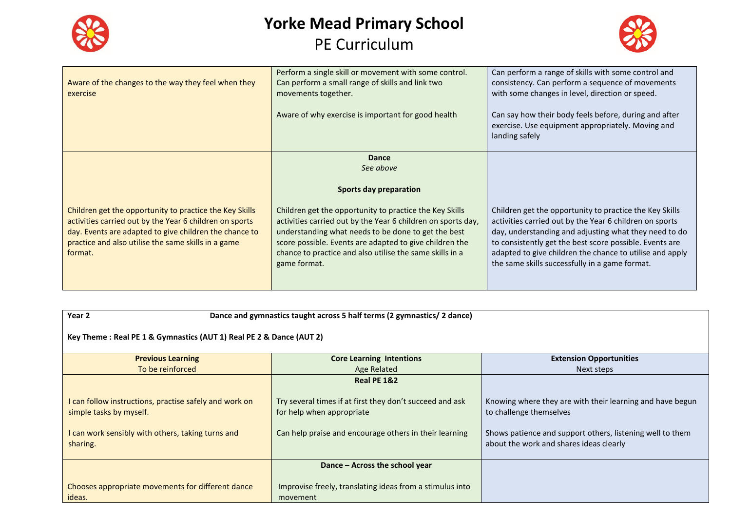# Yorke Mead Primary School
## PE Curriculum

| | | |
|---|---|---|
| Aware of the changes to the way they feel when they exercise | Perform a single skill or movement with some control. Can perform a small range of skills and link two movements together.<br><br>Aware of why exercise is important for good health | Can perform a range of skills with some control and consistency. Can perform a sequence of movements with some changes in level, direction or speed.<br><br>Can say how their body feels before, during and after exercise. Use equipment appropriately. Moving and landing safely |
| Children get the opportunity to practice the Key Skills activities carried out by the Year 6 children on sports day. Events are adapted to give children the chance to practice and also utilise the same skills in a game format. | **Dance**<br>*See above*<br><br>**Sports day preparation**<br><br>Children get the opportunity to practice the Key Skills activities carried out by the Year 6 children on sports day, understanding what needs to be done to get the best score possible. Events are adapted to give children the chance to practice and also utilise the same skills in a game format. | Children get the opportunity to practice the Key Skills activities carried out by the Year 6 children on sports day, understanding and adjusting what they need to do to consistently get the best score possible. Events are adapted to give children the chance to utilise and apply the same skills successfully in a game format. |

**Year 2** — **Dance and gymnastics taught across 5 half terms (2 gymnastics/ 2 dance)**

**Key Theme : Real PE 1 & Gymnastics (AUT 1) Real PE 2 & Dance (AUT 2)**

| **Previous Learning**<br>To be reinforced | **Core Learning Intentions**<br>Age Related | **Extension Opportunities**<br>Next steps |
|---|---|---|
| I can follow instructions, practise safely and work on simple tasks by myself.<br><br>I can work sensibly with others, taking turns and sharing. | **Real PE 1&2**<br><br>Try several times if at first they don't succeed and ask for help when appropriate<br><br>Can help praise and encourage others in their learning | Knowing where they are with their learning and have begun to challenge themselves<br><br>Shows patience and support others, listening well to them about the work and shares ideas clearly |
| Chooses appropriate movements for different dance ideas. | **Dance – Across the school year**<br><br>Improvise freely, translating ideas from a stimulus into movement | |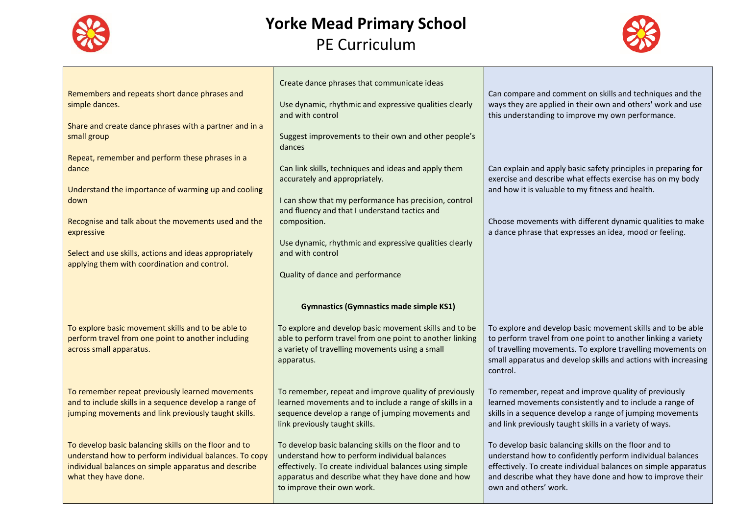# Yorke Mead Primary School

## PE Curriculum

| | | |
|---|---|---|
| Remembers and repeats short dance phrases and simple dances.<br><br>Share and create dance phrases with a partner and in a small group<br><br>Repeat, remember and perform these phrases in a dance<br><br>Understand the importance of warming up and cooling down<br><br>Recognise and talk about the movements used and the expressive<br><br>Select and use skills, actions and ideas appropriately applying them with coordination and control. | Create dance phrases that communicate ideas<br><br>Use dynamic, rhythmic and expressive qualities clearly and with control<br><br>Suggest improvements to their own and other people's dances<br><br>Can link skills, techniques and ideas and apply them accurately and appropriately.<br><br>I can show that my performance has precision, control and fluency and that I understand tactics and composition.<br><br>Use dynamic, rhythmic and expressive qualities clearly and with control<br><br>Quality of dance and performance | Can compare and comment on skills and techniques and the ways they are applied in their own and others' work and use this understanding to improve my own performance.<br><br>Can explain and apply basic safety principles in preparing for exercise and describe what effects exercise has on my body and how it is valuable to my fitness and health.<br><br>Choose movements with different dynamic qualities to make a dance phrase that expresses an idea, mood or feeling. |
| | **Gymnastics (Gymnastics made simple KS1)** | |
| To explore basic movement skills and to be able to perform travel from one point to another including across small apparatus. | To explore and develop basic movement skills and to be able to perform travel from one point to another linking a variety of travelling movements using a small apparatus. | To explore and develop basic movement skills and to be able to perform travel from one point to another linking a variety of travelling movements. To explore travelling movements on small apparatus and develop skills and actions with increasing control. |
| To remember repeat previously learned movements and to include skills in a sequence develop a range of jumping movements and link previously taught skills. | To remember, repeat and improve quality of previously learned movements and to include a range of skills in a sequence develop a range of jumping movements and link previously taught skills. | To remember, repeat and improve quality of previously learned movements consistently and to include a range of skills in a sequence develop a range of jumping movements and link previously taught skills in a variety of ways. |
| To develop basic balancing skills on the floor and to understand how to perform individual balances. To copy individual balances on simple apparatus and describe what they have done. | To develop basic balancing skills on the floor and to understand how to perform individual balances effectively. To create individual balances using simple apparatus and describe what they have done and how to improve their own work. | To develop basic balancing skills on the floor and to understand how to confidently perform individual balances effectively. To create individual balances on simple apparatus and describe what they have done and how to improve their own and others' work. |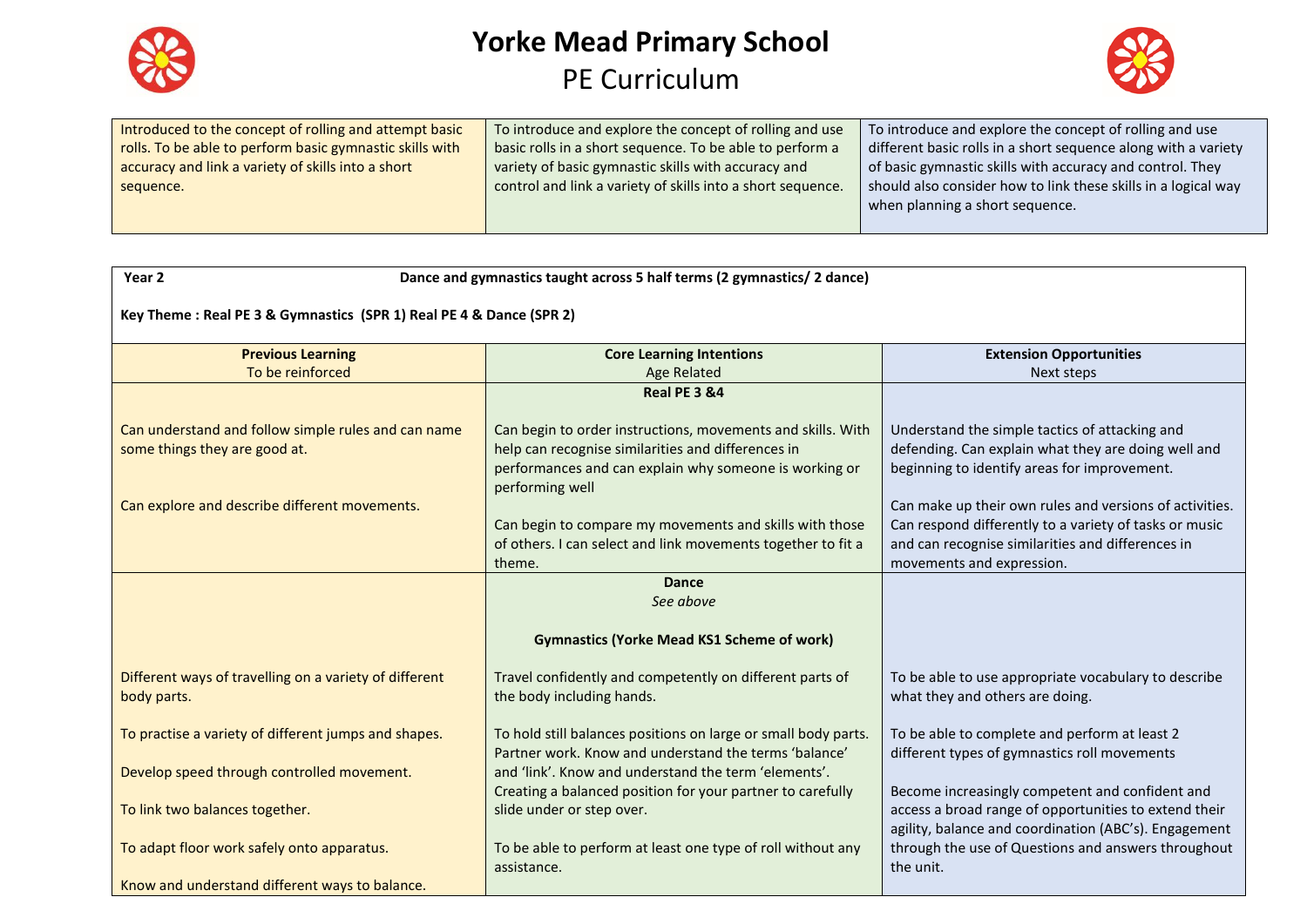# Yorke Mead Primary School

## PE Curriculum

| | | |
|---|---|---|
| Introduced to the concept of rolling and attempt basic rolls. To be able to perform basic gymnastic skills with accuracy and link a variety of skills into a short sequence. | To introduce and explore the concept of rolling and use basic rolls in a short sequence. To be able to perform a variety of basic gymnastic skills with accuracy and control and link a variety of skills into a short sequence. | To introduce and explore the concept of rolling and use different basic rolls in a short sequence along with a variety of basic gymnastic skills with accuracy and control. They should also consider how to link these skills in a logical way when planning a short sequence. |

**Year 2** — **Dance and gymnastics taught across 5 half terms (2 gymnastics/ 2 dance)**

**Key Theme : Real PE 3 & Gymnastics (SPR 1) Real PE 4 & Dance (SPR 2)**

| **Previous Learning**<br>To be reinforced | **Core Learning Intentions**<br>Age Related | **Extension Opportunities**<br>Next steps |
|---|---|---|
| | **Real PE 3 &4** | |
| Can understand and follow simple rules and can name some things they are good at.<br><br>Can explore and describe different movements. | Can begin to order instructions, movements and skills. With help can recognise similarities and differences in performances and can explain why someone is working or performing well<br><br>Can begin to compare my movements and skills with those of others. I can select and link movements together to fit a theme. | Understand the simple tactics of attacking and defending. Can explain what they are doing well and beginning to identify areas for improvement.<br><br>Can make up their own rules and versions of activities. Can respond differently to a variety of tasks or music and can recognise similarities and differences in movements and expression. |
| | **Dance**<br>*See above*<br><br>**Gymnastics (Yorke Mead KS1 Scheme of work)** | |
| Different ways of travelling on a variety of different body parts.<br><br>To practise a variety of different jumps and shapes.<br><br>Develop speed through controlled movement.<br><br>To link two balances together.<br><br>To adapt floor work safely onto apparatus.<br><br>Know and understand different ways to balance. | Travel confidently and competently on different parts of the body including hands.<br><br>To hold still balances positions on large or small body parts. Partner work. Know and understand the terms 'balance' and 'link'. Know and understand the term 'elements'. Creating a balanced position for your partner to carefully slide under or step over.<br><br>To be able to perform at least one type of roll without any assistance. | To be able to use appropriate vocabulary to describe what they and others are doing.<br><br>To be able to complete and perform at least 2 different types of gymnastics roll movements<br><br>Become increasingly competent and confident and access a broad range of opportunities to extend their agility, balance and coordination (ABC's). Engagement through the use of Questions and answers throughout the unit. |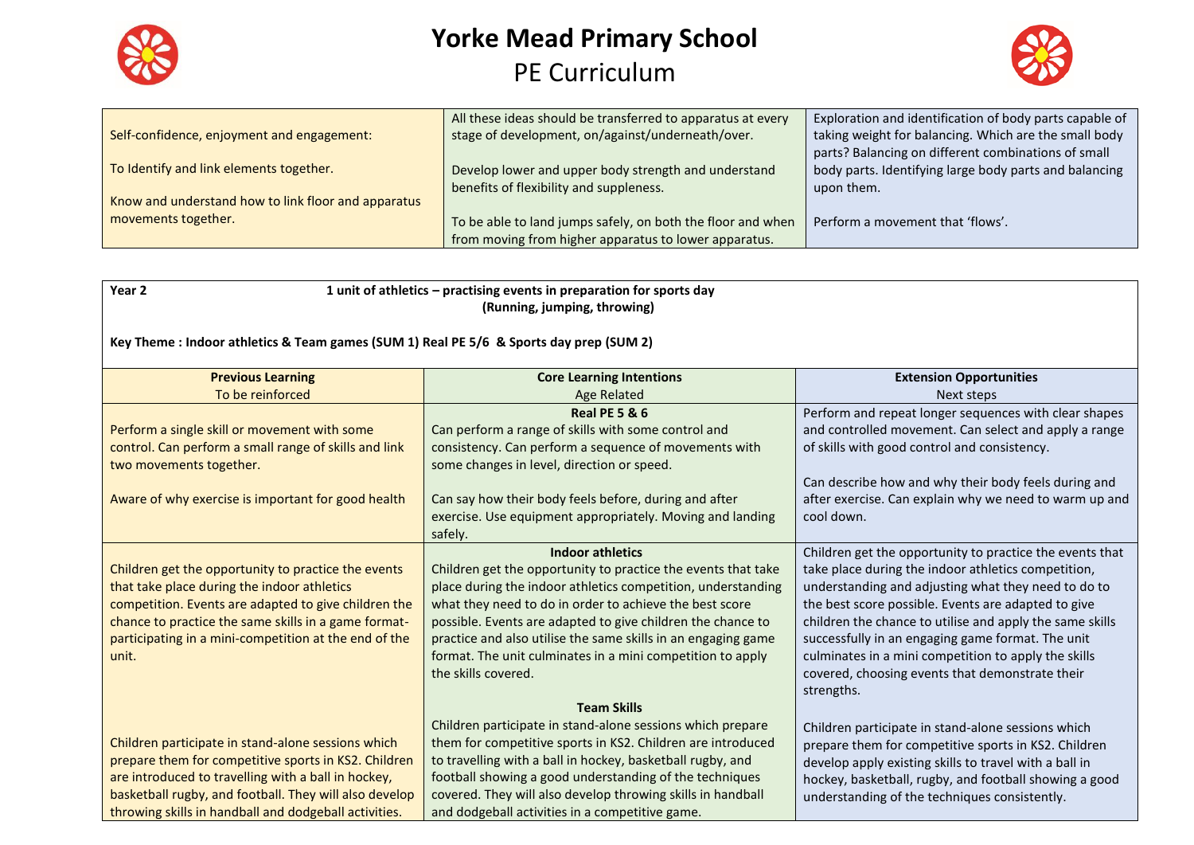# Yorke Mead Primary School
## PE Curriculum

| | | |
|---|---|---|
| Self-confidence, enjoyment and engagement:<br><br>To Identify and link elements together.<br><br>Know and understand how to link floor and apparatus movements together. | All these ideas should be transferred to apparatus at every stage of development, on/against/underneath/over.<br><br>Develop lower and upper body strength and understand benefits of flexibility and suppleness.<br><br>To be able to land jumps safely, on both the floor and when from moving from higher apparatus to lower apparatus. | Exploration and identification of body parts capable of taking weight for balancing. Which are the small body parts? Balancing on different combinations of small body parts. Identifying large body parts and balancing upon them.<br><br>Perform a movement that 'flows'. |

**Year 2** — **1 unit of athletics – practising events in preparation for sports day (Running, jumping, throwing)**

**Key Theme : Indoor athletics & Team games (SUM 1) Real PE 5/6 & Sports day prep (SUM 2)**

| **Previous Learning**<br>To be reinforced | **Core Learning Intentions**<br>Age Related | **Extension Opportunities**<br>Next steps |
|---|---|---|
| Perform a single skill or movement with some control. Can perform a small range of skills and link two movements together.<br><br>Aware of why exercise is important for good health | **Real PE 5 & 6**<br>Can perform a range of skills with some control and consistency. Can perform a sequence of movements with some changes in level, direction or speed.<br><br>Can say how their body feels before, during and after exercise. Use equipment appropriately. Moving and landing safely. | Perform and repeat longer sequences with clear shapes and controlled movement. Can select and apply a range of skills with good control and consistency.<br><br>Can describe how and why their body feels during and after exercise. Can explain why we need to warm up and cool down. |
| Children get the opportunity to practice the events that take place during the indoor athletics competition. Events are adapted to give children the chance to practice the same skills in a game format- participating in a mini-competition at the end of the unit.<br><br>Children participate in stand-alone sessions which prepare them for competitive sports in KS2. Children are introduced to travelling with a ball in hockey, basketball rugby, and football. They will also develop throwing skills in handball and dodgeball activities. | **Indoor athletics**<br>Children get the opportunity to practice the events that take place during the indoor athletics competition, understanding what they need to do in order to achieve the best score possible. Events are adapted to give children the chance to practice and also utilise the same skills in an engaging game format. The unit culminates in a mini competition to apply the skills covered.<br><br>**Team Skills**<br>Children participate in stand-alone sessions which prepare them for competitive sports in KS2. Children are introduced to travelling with a ball in hockey, basketball rugby, and football showing a good understanding of the techniques covered. They will also develop throwing skills in handball and dodgeball activities in a competitive game. | Children get the opportunity to practice the events that take place during the indoor athletics competition, understanding and adjusting what they need to do to the best score possible. Events are adapted to give children the chance to utilise and apply the same skills successfully in an engaging game format. The unit culminates in a mini competition to apply the skills covered, choosing events that demonstrate their strengths.<br><br>Children participate in stand-alone sessions which prepare them for competitive sports in KS2. Children develop apply existing skills to travel with a ball in hockey, basketball, rugby, and football showing a good understanding of the techniques consistently. |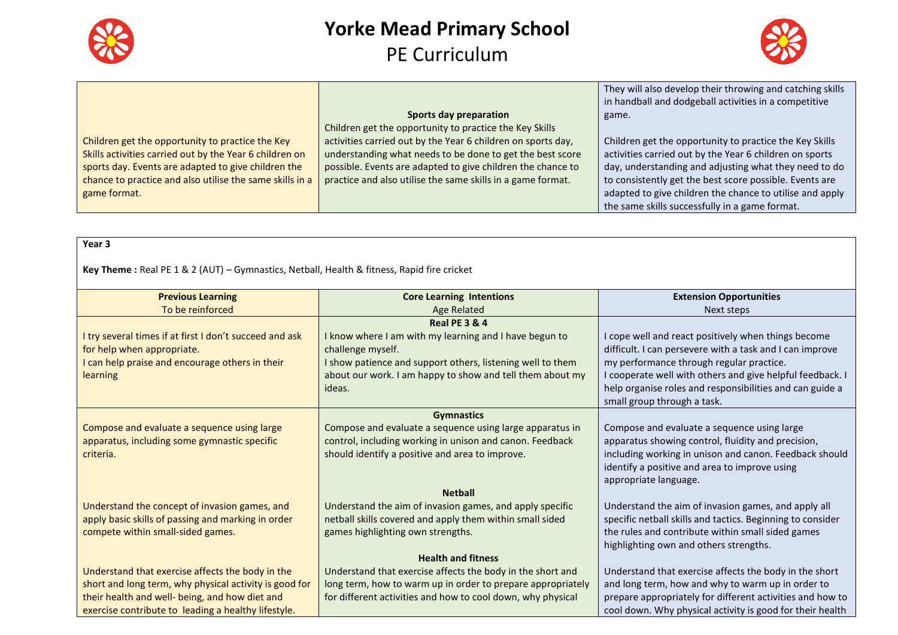# Yorke Mead Primary School
## PE Curriculum

| | | |
|---|---|---|
| Children get the opportunity to practice the Key Skills activities carried out by the Year 6 children on sports day. Events are adapted to give children the chance to practice and also utilise the same skills in a game format. | **Sports day preparation**<br>Children get the opportunity to practice the Key Skills activities carried out by the Year 6 children on sports day, understanding what needs to be done to get the best score possible. Events are adapted to give children the chance to practice and also utilise the same skills in a game format. | They will also develop their throwing and catching skills in handball and dodgeball activities in a competitive game.<br><br>Children get the opportunity to practice the Key Skills activities carried out by the Year 6 children on sports day, understanding and adjusting what they need to do to consistently get the best score possible. Events are adapted to give children the chance to utilise and apply the same skills successfully in a game format. |

**Year 3**

**Key Theme :** Real PE 1 & 2 (AUT) – Gymnastics, Netball, Health & fitness, Rapid fire cricket

| **Previous Learning**<br>To be reinforced | **Core Learning Intentions**<br>Age Related | **Extension Opportunities**<br>Next steps |
|---|---|---|
| I try several times if at first I don't succeed and ask for help when appropriate.<br>I can help praise and encourage others in their learning | **Real PE 3 & 4**<br>I know where I am with my learning and I have begun to challenge myself.<br>I show patience and support others, listening well to them about our work. I am happy to show and tell them about my ideas. | I cope well and react positively when things become difficult. I can persevere with a task and I can improve my performance through regular practice.<br>I cooperate well with others and give helpful feedback. I help organise roles and responsibilities and can guide a small group through a task. |
| Compose and evaluate a sequence using large apparatus, including some gymnastic specific criteria.<br><br>Understand the concept of invasion games, and apply basic skills of passing and marking in order compete within small-sided games.<br><br>Understand that exercise affects the body in the short and long term, why physical activity is good for their health and well- being, and how diet and exercise contribute to leading a healthy lifestyle. | **Gymnastics**<br>Compose and evaluate a sequence using large apparatus in control, including working in unison and canon. Feedback should identify a positive and area to improve.<br><br>**Netball**<br>Understand the aim of invasion games, and apply specific netball skills covered and apply them within small sided games highlighting own strengths.<br><br>**Health and fitness**<br>Understand that exercise affects the body in the short and long term, how to warm up in order to prepare appropriately for different activities and how to cool down, why physical | Compose and evaluate a sequence using large apparatus showing control, fluidity and precision, including working in unison and canon. Feedback should identify a positive and area to improve using appropriate language.<br><br>Understand the aim of invasion games, and apply all specific netball skills and tactics. Beginning to consider the rules and contribute within small sided games highlighting own and others strengths.<br><br>Understand that exercise affects the body in the short and long term, how and why to warm up in order to prepare appropriately for different activities and how to cool down. Why physical activity is good for their health |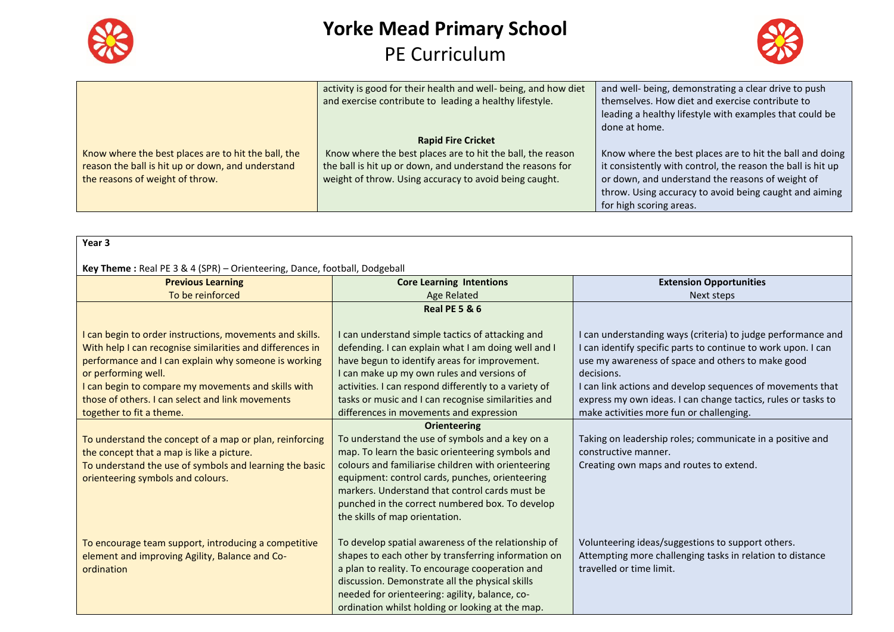| | | |
|---|---|---|
| | activity is good for their health and well- being, and how diet and exercise contribute to leading a healthy lifestyle. | and well- being, demonstrating a clear drive to push themselves. How diet and exercise contribute to leading a healthy lifestyle with examples that could be done at home. |
| Know where the best places are to hit the ball, the reason the ball is hit up or down, and understand the reasons of weight of throw. | **Rapid Fire Cricket** Know where the best places are to hit the ball, the reason the ball is hit up or down, and understand the reasons for weight of throw. Using accuracy to avoid being caught. | Know where the best places are to hit the ball and doing it consistently with control, the reason the ball is hit up or down, and understand the reasons of weight of throw. Using accuracy to avoid being caught and aiming for high scoring areas. |

**Year 3**

**Key Theme :** Real PE 3 & 4 (SPR) – Orienteering, Dance, football, Dodgeball

| **Previous Learning** To be reinforced | **Core Learning Intentions** Age Related | **Extension Opportunities** Next steps |
|---|---|---|
| I can begin to order instructions, movements and skills. With help I can recognise similarities and differences in performance and I can explain why someone is working or performing well. I can begin to compare my movements and skills with those of others. I can select and link movements together to fit a theme. | **Real PE 5 & 6** I can understand simple tactics of attacking and defending. I can explain what I am doing well and I have begun to identify areas for improvement. I can make up my own rules and versions of activities. I can respond differently to a variety of tasks or music and I can recognise similarities and differences in movements and expression | I can understanding ways (criteria) to judge performance and I can identify specific parts to continue to work upon. I can use my awareness of space and others to make good decisions. I can link actions and develop sequences of movements that express my own ideas. I can change tactics, rules or tasks to make activities more fun or challenging. |
| To understand the concept of a map or plan, reinforcing the concept that a map is like a picture. To understand the use of symbols and learning the basic orienteering symbols and colours. | **Orienteering** To understand the use of symbols and a key on a map. To learn the basic orienteering symbols and colours and familiarise children with orienteering equipment: control cards, punches, orienteering markers. Understand that control cards must be punched in the correct numbered box. To develop the skills of map orientation. | Taking on leadership roles; communicate in a positive and constructive manner. Creating own maps and routes to extend. |
| To encourage team support, introducing a competitive element and improving Agility, Balance and Co-ordination | To develop spatial awareness of the relationship of shapes to each other by transferring information on a plan to reality. To encourage cooperation and discussion. Demonstrate all the physical skills needed for orienteering: agility, balance, co-ordination whilst holding or looking at the map. | Volunteering ideas/suggestions to support others. Attempting more challenging tasks in relation to distance travelled or time limit. |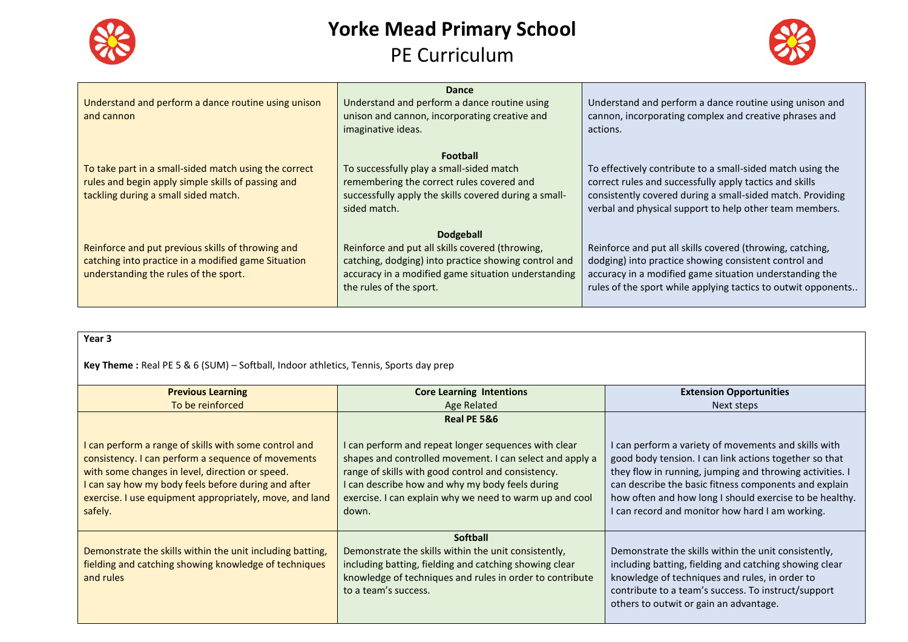# Yorke Mead Primary School

## PE Curriculum

| | Dance | |
|---|---|---|
| Understand and perform a dance routine using unison and cannon | Understand and perform a dance routine using unison and cannon, incorporating creative and imaginative ideas. | Understand and perform a dance routine using unison and cannon, incorporating complex and creative phrases and actions. |
| | **Football** | |
| To take part in a small-sided match using the correct rules and begin apply simple skills of passing and tackling during a small sided match. | To successfully play a small-sided match remembering the correct rules covered and successfully apply the skills covered during a small-sided match. | To effectively contribute to a small-sided match using the correct rules and successfully apply tactics and skills consistently covered during a small-sided match. Providing verbal and physical support to help other team members. |
| | **Dodgeball** | |
| Reinforce and put previous skills of throwing and catching into practice in a modified game Situation understanding the rules of the sport. | Reinforce and put all skills covered (throwing, catching, dodging) into practice showing control and accuracy in a modified game situation understanding the rules of the sport. | Reinforce and put all skills covered (throwing, catching, dodging) into practice showing consistent control and accuracy in a modified game situation understanding the rules of the sport while applying tactics to outwit opponents.. |

**Year 3**

**Key Theme :** Real PE 5 & 6 (SUM) – Softball, Indoor athletics, Tennis, Sports day prep

| **Previous Learning**<br>To be reinforced | **Core Learning Intentions**<br>Age Related | **Extension Opportunities**<br>Next steps |
|---|---|---|
| | **Real PE 5&6** | |
| I can perform a range of skills with some control and consistency. I can perform a sequence of movements with some changes in level, direction or speed.<br>I can say how my body feels before during and after exercise. I use equipment appropriately, move, and land safely. | I can perform and repeat longer sequences with clear shapes and controlled movement. I can select and apply a range of skills with good control and consistency.<br>I can describe how and why my body feels during exercise. I can explain why we need to warm up and cool down. | I can perform a variety of movements and skills with good body tension. I can link actions together so that they flow in running, jumping and throwing activities. I can describe the basic fitness components and explain how often and how long I should exercise to be healthy. I can record and monitor how hard I am working. |
| | **Softball** | |
| Demonstrate the skills within the unit including batting, fielding and catching showing knowledge of techniques and rules | Demonstrate the skills within the unit consistently, including batting, fielding and catching showing clear knowledge of techniques and rules in order to contribute to a team's success. | Demonstrate the skills within the unit consistently, including batting, fielding and catching showing clear knowledge of techniques and rules, in order to contribute to a team's success. To instruct/support others to outwit or gain an advantage. |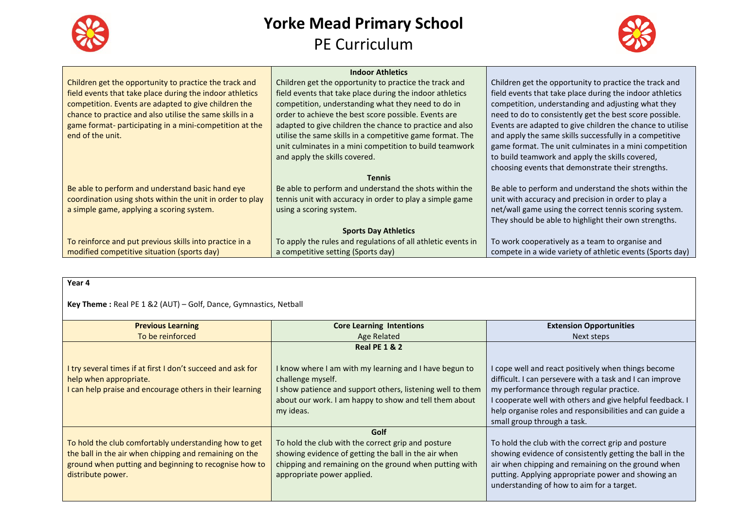# Yorke Mead Primary School

## PE Curriculum

| | Indoor Athletics | |
|---|---|---|
| Children get the opportunity to practice the track and field events that take place during the indoor athletics competition. Events are adapted to give children the chance to practice and also utilise the same skills in a game format- participating in a mini-competition at the end of the unit. | Children get the opportunity to practice the track and field events that take place during the indoor athletics competition, understanding what they need to do in order to achieve the best score possible. Events are adapted to give children the chance to practice and also utilise the same skills in a competitive game format. The unit culminates in a mini competition to build teamwork and apply the skills covered. | Children get the opportunity to practice the track and field events that take place during the indoor athletics competition, understanding and adjusting what they need to do to consistently get the best score possible. Events are adapted to give children the chance to utilise and apply the same skills successfully in a competitive game format. The unit culminates in a mini competition to build teamwork and apply the skills covered, choosing events that demonstrate their strengths. |
| | **Tennis** | |
| Be able to perform and understand basic hand eye coordination using shots within the unit in order to play a simple game, applying a scoring system. | Be able to perform and understand the shots within the tennis unit with accuracy in order to play a simple game using a scoring system. | Be able to perform and understand the shots within the unit with accuracy and precision in order to play a net/wall game using the correct tennis scoring system. They should be able to highlight their own strengths. |
| | **Sports Day Athletics** | |
| To reinforce and put previous skills into practice in a modified competitive situation (sports day) | To apply the rules and regulations of all athletic events in a competitive setting (Sports day) | To work cooperatively as a team to organise and compete in a wide variety of athletic events (Sports day) |

**Year 4**

**Key Theme :** Real PE 1 &2 (AUT) – Golf, Dance, Gymnastics, Netball

| Previous Learning<br>To be reinforced | Core Learning Intentions<br>Age Related | Extension Opportunities<br>Next steps |
|---|---|---|
| | **Real PE 1 & 2** | |
| I try several times if at first I don't succeed and ask for help when appropriate.<br>I can help praise and encourage others in their learning | I know where I am with my learning and I have begun to challenge myself.<br>I show patience and support others, listening well to them about our work. I am happy to show and tell them about my ideas. | I cope well and react positively when things become difficult. I can persevere with a task and I can improve my performance through regular practice.<br>I cooperate well with others and give helpful feedback. I help organise roles and responsibilities and can guide a small group through a task. |
| | **Golf** | |
| To hold the club comfortably understanding how to get the ball in the air when chipping and remaining on the ground when putting and beginning to recognise how to distribute power. | To hold the club with the correct grip and posture showing evidence of getting the ball in the air when chipping and remaining on the ground when putting with appropriate power applied. | To hold the club with the correct grip and posture showing evidence of consistently getting the ball in the air when chipping and remaining on the ground when putting. Applying appropriate power and showing an understanding of how to aim for a target. |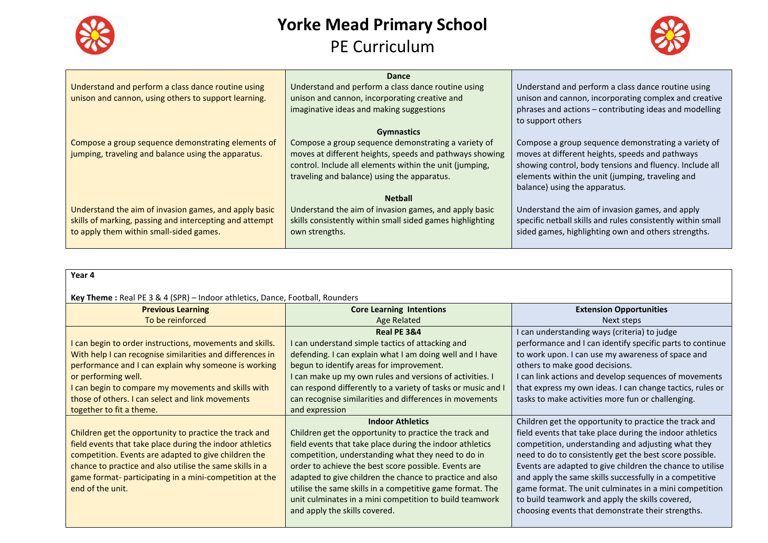# Yorke Mead Primary School

## PE Curriculum

| | | |
|---|---|---|
| | **Dance** | |
| Understand and perform a class dance routine using unison and cannon, using others to support learning. | Understand and perform a class dance routine using unison and cannon, incorporating creative and imaginative ideas and making suggestions | Understand and perform a class dance routine using unison and cannon, incorporating complex and creative phrases and actions – contributing ideas and modelling to support others |
| | **Gymnastics** | |
| Compose a group sequence demonstrating elements of jumping, traveling and balance using the apparatus. | Compose a group sequence demonstrating a variety of moves at different heights, speeds and pathways showing control. Include all elements within the unit (jumping, traveling and balance) using the apparatus. | Compose a group sequence demonstrating a variety of moves at different heights, speeds and pathways showing control, body tensions and fluency. Include all elements within the unit (jumping, traveling and balance) using the apparatus. |
| | **Netball** | |
| Understand the aim of invasion games, and apply basic skills of marking, passing and intercepting and attempt to apply them within small-sided games. | Understand the aim of invasion games, and apply basic skills consistently within small sided games highlighting own strengths. | Understand the aim of invasion games, and apply specific netball skills and rules consistently within small sided games, highlighting own and others strengths. |

**Year 4**

**Key Theme :** Real PE 3 & 4 (SPR) – Indoor athletics, Dance, Football, Rounders

| **Previous Learning** To be reinforced | **Core Learning Intentions** Age Related | **Extension Opportunities** Next steps |
|---|---|---|
| | **Real PE 3&4** | |
| I can begin to order instructions, movements and skills. With help I can recognise similarities and differences in performance and I can explain why someone is working or performing well. I can begin to compare my movements and skills with those of others. I can select and link movements together to fit a theme. | I can understand simple tactics of attacking and defending. I can explain what I am doing well and I have begun to identify areas for improvement. I can make up my own rules and versions of activities. I can respond differently to a variety of tasks or music and I can recognise similarities and differences in movements and expression | I can understanding ways (criteria) to judge performance and I can identify specific parts to continue to work upon. I can use my awareness of space and others to make good decisions. I can link actions and develop sequences of movements that express my own ideas. I can change tactics, rules or tasks to make activities more fun or challenging. |
| | **Indoor Athletics** | |
| Children get the opportunity to practice the track and field events that take place during the indoor athletics competition. Events are adapted to give children the chance to practice and also utilise the same skills in a game format- participating in a mini-competition at the end of the unit. | Children get the opportunity to practice the track and field events that take place during the indoor athletics competition, understanding what they need to do in order to achieve the best score possible. Events are adapted to give children the chance to practice and also utilise the same skills in a competitive game format. The unit culminates in a mini competition to build teamwork and apply the skills covered. | Children get the opportunity to practice the track and field events that take place during the indoor athletics competition, understanding and adjusting what they need to do to consistently get the best score possible. Events are adapted to give children the chance to utilise and apply the same skills successfully in a competitive game format. The unit culminates in a mini competition to build teamwork and apply the skills covered, choosing events that demonstrate their strengths. |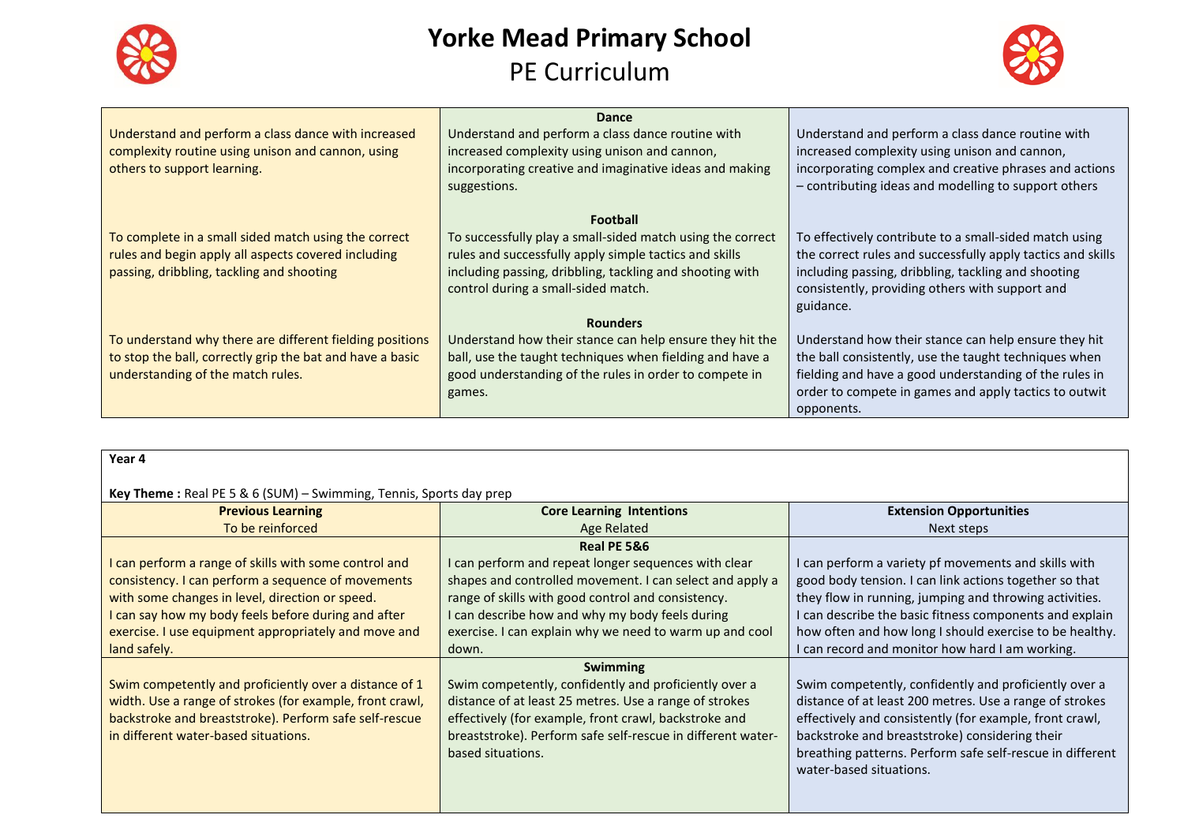# Yorke Mead Primary School

## PE Curriculum

| | Dance | |
|---|---|---|
| Understand and perform a class dance with increased complexity routine using unison and cannon, using others to support learning. | Understand and perform a class dance routine with increased complexity using unison and cannon, incorporating creative and imaginative ideas and making suggestions. | Understand and perform a class dance routine with increased complexity using unison and cannon, incorporating complex and creative phrases and actions – contributing ideas and modelling to support others |
| | **Football** | |
| To complete in a small sided match using the correct rules and begin apply all aspects covered including passing, dribbling, tackling and shooting | To successfully play a small-sided match using the correct rules and successfully apply simple tactics and skills including passing, dribbling, tackling and shooting with control during a small-sided match. | To effectively contribute to a small-sided match using the correct rules and successfully apply tactics and skills including passing, dribbling, tackling and shooting consistently, providing others with support and guidance. |
| | **Rounders** | |
| To understand why there are different fielding positions to stop the ball, correctly grip the bat and have a basic understanding of the match rules. | Understand how their stance can help ensure they hit the ball, use the taught techniques when fielding and have a good understanding of the rules in order to compete in games. | Understand how their stance can help ensure they hit the ball consistently, use the taught techniques when fielding and have a good understanding of the rules in order to compete in games and apply tactics to outwit opponents. |

**Year 4**

**Key Theme :** Real PE 5 & 6 (SUM) – Swimming, Tennis, Sports day prep

| **Previous Learning**<br>To be reinforced | **Core Learning Intentions**<br>Age Related | **Extension Opportunities**<br>Next steps |
|---|---|---|
| | **Real PE 5&6** | |
| I can perform a range of skills with some control and consistency. I can perform a sequence of movements with some changes in level, direction or speed.<br>I can say how my body feels before during and after exercise. I use equipment appropriately and move and land safely. | I can perform and repeat longer sequences with clear shapes and controlled movement. I can select and apply a range of skills with good control and consistency.<br>I can describe how and why my body feels during exercise. I can explain why we need to warm up and cool down. | I can perform a variety pf movements and skills with good body tension. I can link actions together so that they flow in running, jumping and throwing activities.<br>I can describe the basic fitness components and explain how often and how long I should exercise to be healthy.<br>I can record and monitor how hard I am working. |
| | **Swimming** | |
| Swim competently and proficiently over a distance of 1 width. Use a range of strokes (for example, front crawl, backstroke and breaststroke). Perform safe self-rescue in different water-based situations. | Swim competently, confidently and proficiently over a distance of at least 25 metres. Use a range of strokes effectively (for example, front crawl, backstroke and breaststroke). Perform safe self-rescue in different water-based situations. | Swim competently, confidently and proficiently over a distance of at least 200 metres. Use a range of strokes effectively and consistently (for example, front crawl, backstroke and breaststroke) considering their breathing patterns. Perform safe self-rescue in different water-based situations. |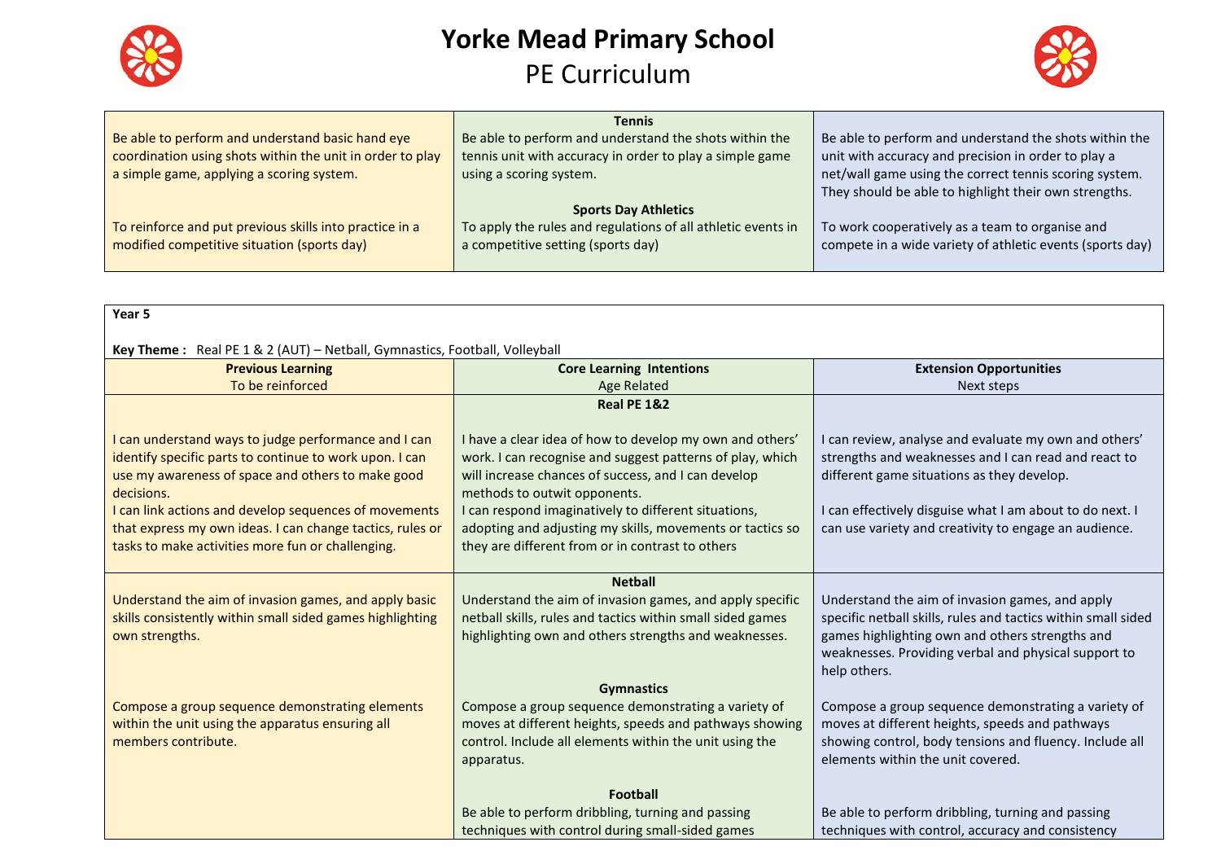# Yorke Mead Primary School

## PE Curriculum

| | Tennis | |
|---|---|---|
| Be able to perform and understand basic hand eye coordination using shots within the unit in order to play a simple game, applying a scoring system. | Be able to perform and understand the shots within the tennis unit with accuracy in order to play a simple game using a scoring system. | Be able to perform and understand the shots within the unit with accuracy and precision in order to play a net/wall game using the correct tennis scoring system. They should be able to highlight their own strengths. |
| | **Sports Day Athletics** | |
| To reinforce and put previous skills into practice in a modified competitive situation (sports day) | To apply the rules and regulations of all athletic events in a competitive setting (sports day) | To work cooperatively as a team to organise and compete in a wide variety of athletic events (sports day) |

**Year 5**

**Key Theme :** Real PE 1 & 2 (AUT) – Netball, Gymnastics, Football, Volleyball

| **Previous Learning**<br>To be reinforced | **Core Learning Intentions**<br>Age Related | **Extension Opportunities**<br>Next steps |
|---|---|---|
| | **Real PE 1&2** | |
| I can understand ways to judge performance and I can identify specific parts to continue to work upon. I can use my awareness of space and others to make good decisions.<br>I can link actions and develop sequences of movements that express my own ideas. I can change tactics, rules or tasks to make activities more fun or challenging. | I have a clear idea of how to develop my own and others' work. I can recognise and suggest patterns of play, which will increase chances of success, and I can develop methods to outwit opponents.<br>I can respond imaginatively to different situations, adopting and adjusting my skills, movements or tactics so they are different from or in contrast to others | I can review, analyse and evaluate my own and others' strengths and weaknesses and I can read and react to different game situations as they develop.<br><br>I can effectively disguise what I am about to do next. I can use variety and creativity to engage an audience. |
| | **Netball** | |
| Understand the aim of invasion games, and apply basic skills consistently within small sided games highlighting own strengths. | Understand the aim of invasion games, and apply specific netball skills, rules and tactics within small sided games highlighting own and others strengths and weaknesses. | Understand the aim of invasion games, and apply specific netball skills, rules and tactics within small sided games highlighting own and others strengths and weaknesses. Providing verbal and physical support to help others. |
| | **Gymnastics** | |
| Compose a group sequence demonstrating elements within the unit using the apparatus ensuring all members contribute. | Compose a group sequence demonstrating a variety of moves at different heights, speeds and pathways showing control. Include all elements within the unit using the apparatus. | Compose a group sequence demonstrating a variety of moves at different heights, speeds and pathways showing control, body tensions and fluency. Include all elements within the unit covered. |
| | **Football** | |
| | Be able to perform dribbling, turning and passing techniques with control during small-sided games | Be able to perform dribbling, turning and passing techniques with control, accuracy and consistency |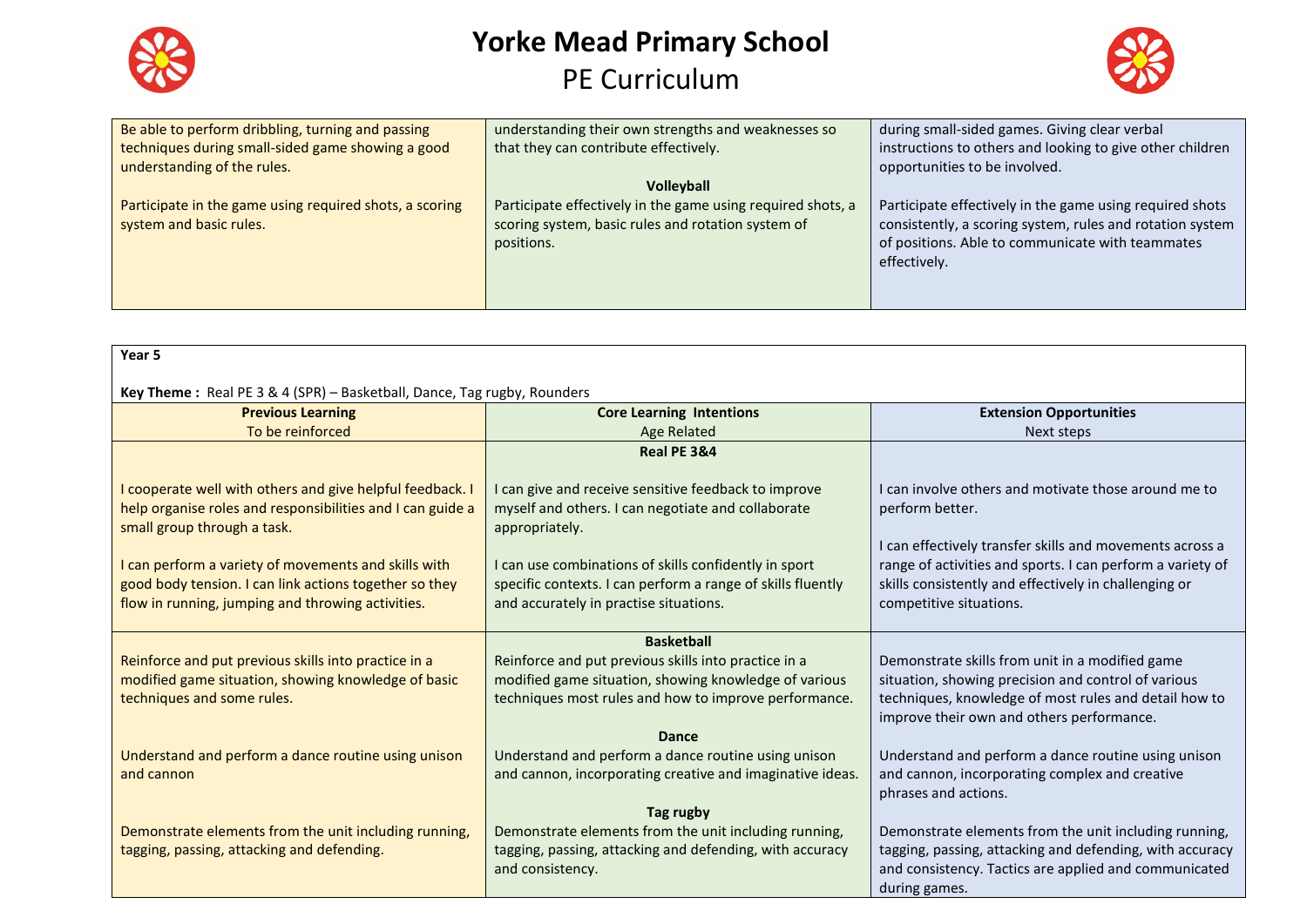# Yorke Mead Primary School

## PE Curriculum

| | | |
|---|---|---|
| Be able to perform dribbling, turning and passing techniques during small-sided game showing a good understanding of the rules. | understanding their own strengths and weaknesses so that they can contribute effectively. | during small-sided games. Giving clear verbal instructions to others and looking to give other children opportunities to be involved. |
| | **Volleyball** | |
| Participate in the game using required shots, a scoring system and basic rules. | Participate effectively in the game using required shots, a scoring system, basic rules and rotation system of positions. | Participate effectively in the game using required shots consistently, a scoring system, rules and rotation system of positions. Able to communicate with teammates effectively. |

**Year 5**

**Key Theme :** Real PE 3 & 4 (SPR) – Basketball, Dance, Tag rugby, Rounders

| **Previous Learning**<br>To be reinforced | **Core Learning Intentions**<br>Age Related | **Extension Opportunities**<br>Next steps |
|---|---|---|
| | **Real PE 3&4** | |
| I cooperate well with others and give helpful feedback. I help organise roles and responsibilities and I can guide a small group through a task.<br><br>I can perform a variety of movements and skills with good body tension. I can link actions together so they flow in running, jumping and throwing activities. | I can give and receive sensitive feedback to improve myself and others. I can negotiate and collaborate appropriately.<br><br>I can use combinations of skills confidently in sport specific contexts. I can perform a range of skills fluently and accurately in practise situations. | I can involve others and motivate those around me to perform better.<br><br>I can effectively transfer skills and movements across a range of activities and sports. I can perform a variety of skills consistently and effectively in challenging or competitive situations. |
| | **Basketball** | |
| Reinforce and put previous skills into practice in a modified game situation, showing knowledge of basic techniques and some rules. | Reinforce and put previous skills into practice in a modified game situation, showing knowledge of various techniques most rules and how to improve performance. | Demonstrate skills from unit in a modified game situation, showing precision and control of various techniques, knowledge of most rules and detail how to improve their own and others performance. |
| | **Dance** | |
| Understand and perform a dance routine using unison and cannon | Understand and perform a dance routine using unison and cannon, incorporating creative and imaginative ideas. | Understand and perform a dance routine using unison and cannon, incorporating complex and creative phrases and actions. |
| | **Tag rugby** | |
| Demonstrate elements from the unit including running, tagging, passing, attacking and defending. | Demonstrate elements from the unit including running, tagging, passing, attacking and defending, with accuracy and consistency. | Demonstrate elements from the unit including running, tagging, passing, attacking and defending, with accuracy and consistency. Tactics are applied and communicated during games. |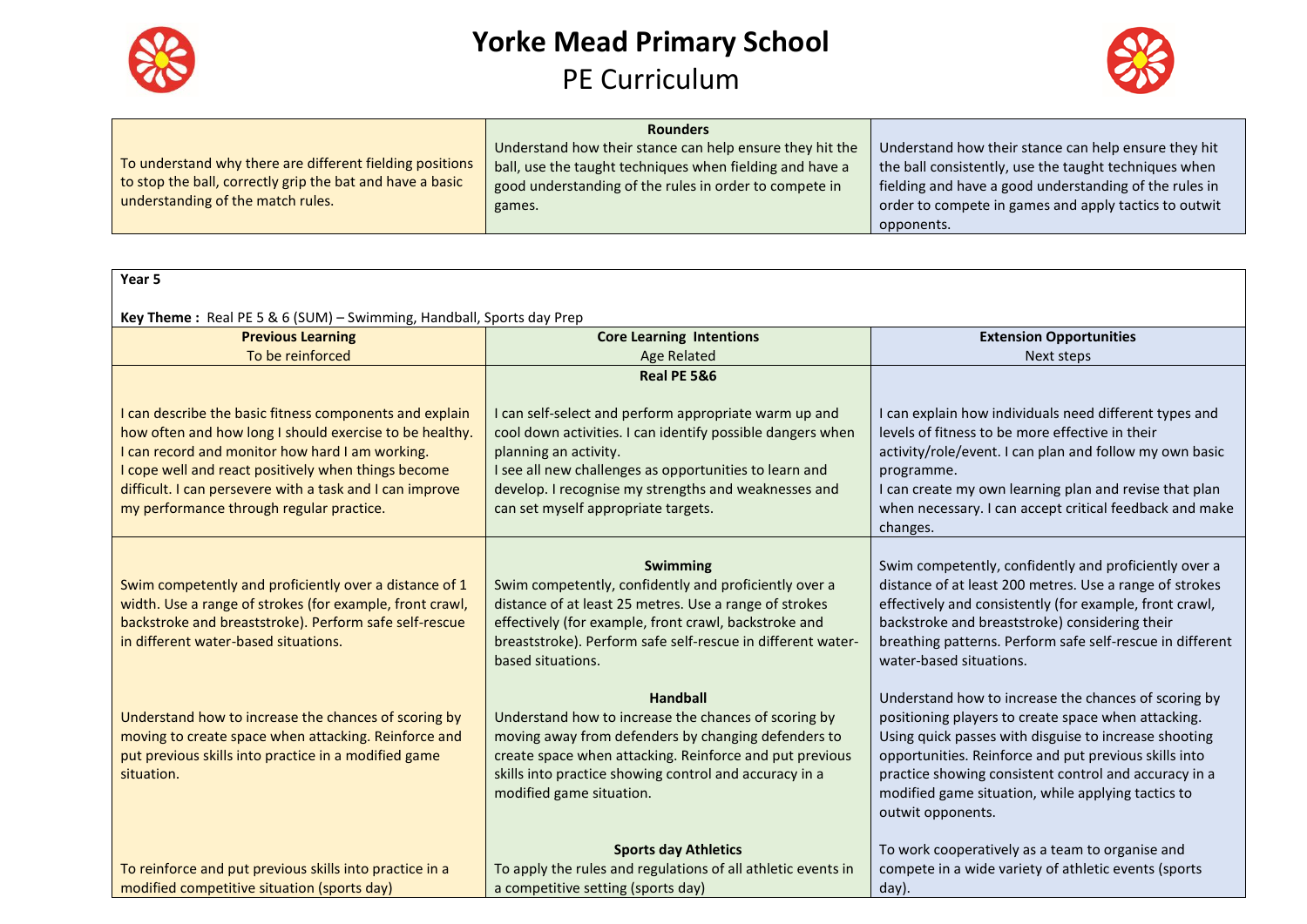# Yorke Mead Primary School

## PE Curriculum

| | | |
|---|---|---|
| To understand why there are different fielding positions to stop the ball, correctly grip the bat and have a basic understanding of the match rules. | **Rounders** Understand how their stance can help ensure they hit the ball, use the taught techniques when fielding and have a good understanding of the rules in order to compete in games. | Understand how their stance can help ensure they hit the ball consistently, use the taught techniques when fielding and have a good understanding of the rules in order to compete in games and apply tactics to outwit opponents. |

**Year 5**

**Key Theme :** Real PE 5 & 6 (SUM) – Swimming, Handball, Sports day Prep

| **Previous Learning** To be reinforced | **Core Learning Intentions** Age Related | **Extension Opportunities** Next steps |
|---|---|---|
| I can describe the basic fitness components and explain how often and how long I should exercise to be healthy. I can record and monitor how hard I am working. I cope well and react positively when things become difficult. I can persevere with a task and I can improve my performance through regular practice. | **Real PE 5&6** I can self-select and perform appropriate warm up and cool down activities. I can identify possible dangers when planning an activity. I see all new challenges as opportunities to learn and develop. I recognise my strengths and weaknesses and can set myself appropriate targets. | I can explain how individuals need different types and levels of fitness to be more effective in their activity/role/event. I can plan and follow my own basic programme. I can create my own learning plan and revise that plan when necessary. I can accept critical feedback and make changes. |
| Swim competently and proficiently over a distance of 1 width. Use a range of strokes (for example, front crawl, backstroke and breaststroke). Perform safe self-rescue in different water-based situations. | **Swimming** Swim competently, confidently and proficiently over a distance of at least 25 metres. Use a range of strokes effectively (for example, front crawl, backstroke and breaststroke). Perform safe self-rescue in different water-based situations. | Swim competently, confidently and proficiently over a distance of at least 200 metres. Use a range of strokes effectively and consistently (for example, front crawl, backstroke and breaststroke) considering their breathing patterns. Perform safe self-rescue in different water-based situations. |
| Understand how to increase the chances of scoring by moving to create space when attacking. Reinforce and put previous skills into practice in a modified game situation. | **Handball** Understand how to increase the chances of scoring by moving away from defenders by changing defenders to create space when attacking. Reinforce and put previous skills into practice showing control and accuracy in a modified game situation. | Understand how to increase the chances of scoring by positioning players to create space when attacking. Using quick passes with disguise to increase shooting opportunities. Reinforce and put previous skills into practice showing consistent control and accuracy in a modified game situation, while applying tactics to outwit opponents. |
| To reinforce and put previous skills into practice in a modified competitive situation (sports day) | **Sports day Athletics** To apply the rules and regulations of all athletic events in a competitive setting (sports day) | To work cooperatively as a team to organise and compete in a wide variety of athletic events (sports day). |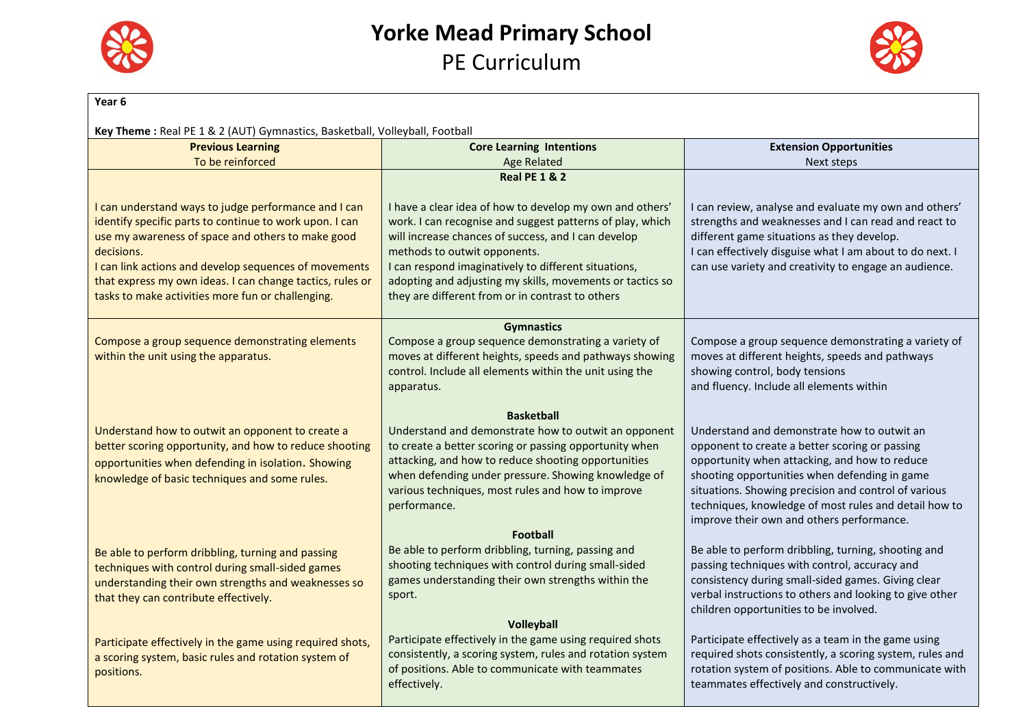# Yorke Mead Primary School

## PE Curriculum

**Year 6**

**Key Theme :** Real PE 1 & 2 (AUT) Gymnastics, Basketball, Volleyball, Football

| **Previous Learning**<br>To be reinforced | **Core Learning Intentions**<br>Age Related | **Extension Opportunities**<br>Next steps |
|---|---|---|
| I can understand ways to judge performance and I can identify specific parts to continue to work upon. I can use my awareness of space and others to make good decisions.<br>I can link actions and develop sequences of movements that express my own ideas. I can change tactics, rules or tasks to make activities more fun or challenging. | **Real PE 1 & 2**<br><br>I have a clear idea of how to develop my own and others' work. I can recognise and suggest patterns of play, which will increase chances of success, and I can develop methods to outwit opponents.<br>I can respond imaginatively to different situations, adopting and adjusting my skills, movements or tactics so they are different from or in contrast to others | I can review, analyse and evaluate my own and others' strengths and weaknesses and I can read and react to different game situations as they develop.<br>I can effectively disguise what I am about to do next. I can use variety and creativity to engage an audience. |
| Compose a group sequence demonstrating elements within the unit using the apparatus. | **Gymnastics**<br>Compose a group sequence demonstrating a variety of moves at different heights, speeds and pathways showing control. Include all elements within the unit using the apparatus. | Compose a group sequence demonstrating a variety of moves at different heights, speeds and pathways showing control, body tensions and fluency. Include all elements within |
| Understand how to outwit an opponent to create a better scoring opportunity, and how to reduce shooting opportunities when defending in isolation. Showing knowledge of basic techniques and some rules. | **Basketball**<br>Understand and demonstrate how to outwit an opponent to create a better scoring or passing opportunity when attacking, and how to reduce shooting opportunities when defending under pressure. Showing knowledge of various techniques, most rules and how to improve performance. | Understand and demonstrate how to outwit an opponent to create a better scoring or passing opportunity when attacking, and how to reduce shooting opportunities when defending in game situations. Showing precision and control of various techniques, knowledge of most rules and detail how to improve their own and others performance. |
| Be able to perform dribbling, turning and passing techniques with control during small-sided games understanding their own strengths and weaknesses so that they can contribute effectively. | **Football**<br>Be able to perform dribbling, turning, passing and shooting techniques with control during small-sided games understanding their own strengths within the sport. | Be able to perform dribbling, turning, shooting and passing techniques with control, accuracy and consistency during small-sided games. Giving clear verbal instructions to others and looking to give other children opportunities to be involved. |
| Participate effectively in the game using required shots, a scoring system, basic rules and rotation system of positions. | **Volleyball**<br>Participate effectively in the game using required shots consistently, a scoring system, rules and rotation system of positions. Able to communicate with teammates effectively. | Participate effectively as a team in the game using required shots consistently, a scoring system, rules and rotation system of positions. Able to communicate with teammates effectively and constructively. |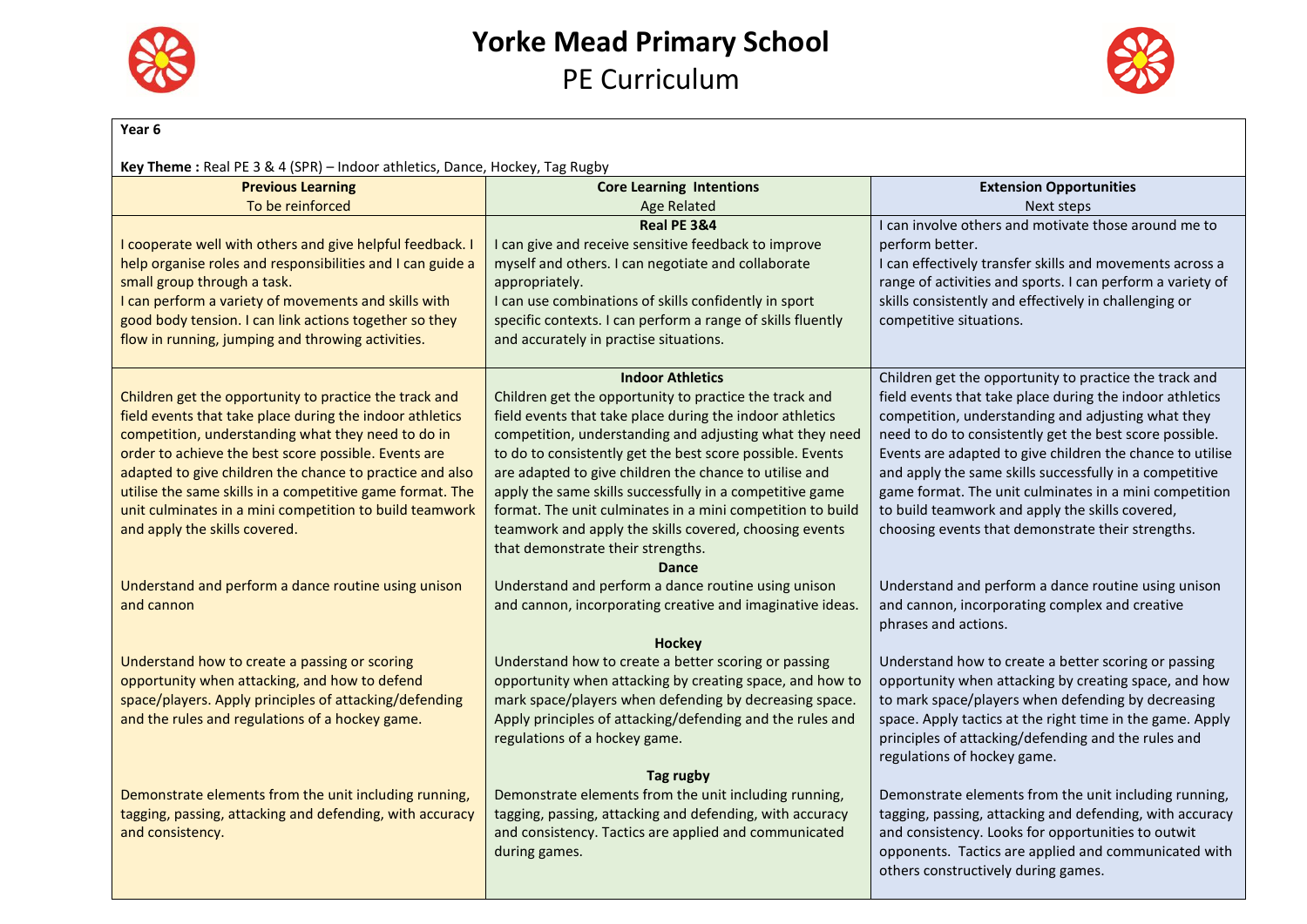# Yorke Mead Primary School

## PE Curriculum

**Year 6**

**Key Theme :** Real PE 3 & 4 (SPR) – Indoor athletics, Dance, Hockey, Tag Rugby

| **Previous Learning**<br>To be reinforced | **Core Learning Intentions**<br>Age Related | **Extension Opportunities**<br>Next steps |
|---|---|---|
| I cooperate well with others and give helpful feedback. I help organise roles and responsibilities and I can guide a small group through a task.<br>I can perform a variety of movements and skills with good body tension. I can link actions together so they flow in running, jumping and throwing activities. | **Real PE 3&4**<br>I can give and receive sensitive feedback to improve myself and others. I can negotiate and collaborate appropriately.<br>I can use combinations of skills confidently in sport specific contexts. I can perform a range of skills fluently and accurately in practise situations. | I can involve others and motivate those around me to perform better.<br>I can effectively transfer skills and movements across a range of activities and sports. I can perform a variety of skills consistently and effectively in challenging or competitive situations. |
| Children get the opportunity to practice the track and field events that take place during the indoor athletics competition, understanding what they need to do in order to achieve the best score possible. Events are adapted to give children the chance to practice and also utilise the same skills in a competitive game format. The unit culminates in a mini competition to build teamwork and apply the skills covered. | **Indoor Athletics**<br>Children get the opportunity to practice the track and field events that take place during the indoor athletics competition, understanding and adjusting what they need to do to consistently get the best score possible. Events are adapted to give children the chance to utilise and apply the same skills successfully in a competitive game format. The unit culminates in a mini competition to build teamwork and apply the skills covered, choosing events that demonstrate their strengths. | Children get the opportunity to practice the track and field events that take place during the indoor athletics competition, understanding and adjusting what they need to do to consistently get the best score possible. Events are adapted to give children the chance to utilise and apply the same skills successfully in a competitive game format. The unit culminates in a mini competition to build teamwork and apply the skills covered, choosing events that demonstrate their strengths. |
| Understand and perform a dance routine using unison and cannon | **Dance**<br>Understand and perform a dance routine using unison and cannon, incorporating creative and imaginative ideas. | Understand and perform a dance routine using unison and cannon, incorporating complex and creative phrases and actions. |
| Understand how to create a passing or scoring opportunity when attacking, and how to defend space/players. Apply principles of attacking/defending and the rules and regulations of a hockey game. | **Hockey**<br>Understand how to create a better scoring or passing opportunity when attacking by creating space, and how to mark space/players when defending by decreasing space. Apply principles of attacking/defending and the rules and regulations of a hockey game. | Understand how to create a better scoring or passing opportunity when attacking by creating space, and how to mark space/players when defending by decreasing space. Apply tactics at the right time in the game. Apply principles of attacking/defending and the rules and regulations of hockey game. |
| Demonstrate elements from the unit including running, tagging, passing, attacking and defending, with accuracy and consistency. | **Tag rugby**<br>Demonstrate elements from the unit including running, tagging, passing, attacking and defending, with accuracy and consistency. Tactics are applied and communicated during games. | Demonstrate elements from the unit including running, tagging, passing, attacking and defending, with accuracy and consistency. Looks for opportunities to outwit opponents. Tactics are applied and communicated with others constructively during games. |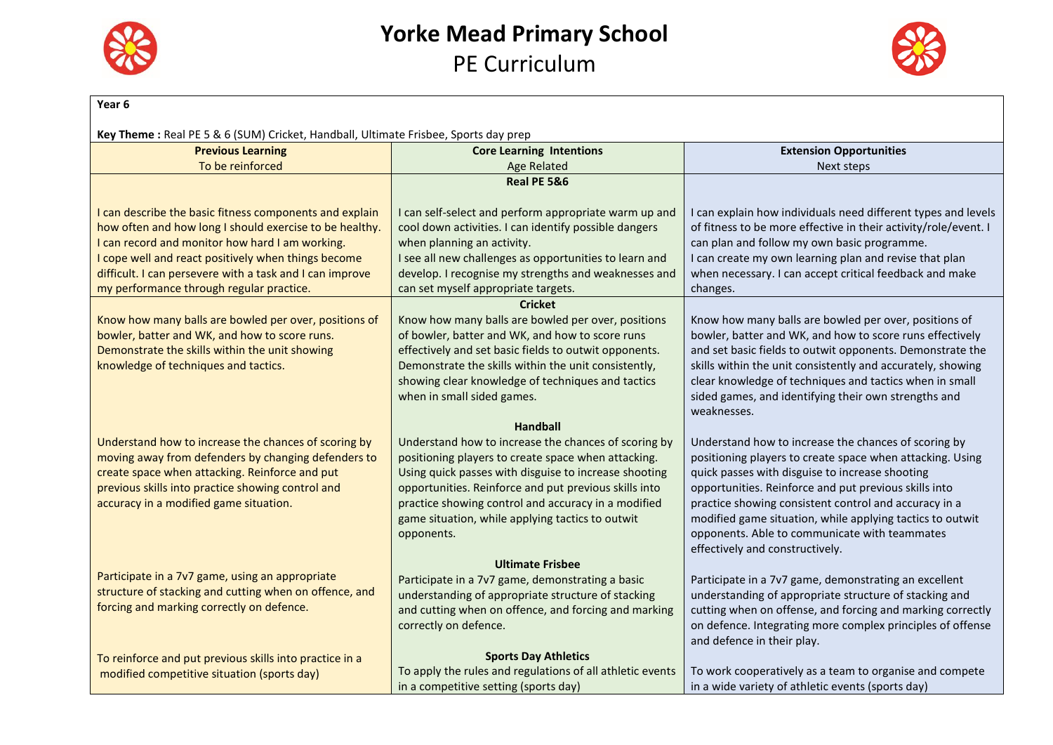# Yorke Mead Primary School

## PE Curriculum

**Year 6**

**Key Theme :** Real PE 5 & 6 (SUM) Cricket, Handball, Ultimate Frisbee, Sports day prep

| **Previous Learning**<br>To be reinforced | **Core Learning Intentions**<br>Age Related | **Extension Opportunities**<br>Next steps |
|---|---|---|
| | **Real PE 5&6** | |
| I can describe the basic fitness components and explain how often and how long I should exercise to be healthy. I can record and monitor how hard I am working.<br>I cope well and react positively when things become difficult. I can persevere with a task and I can improve my performance through regular practice. | I can self-select and perform appropriate warm up and cool down activities. I can identify possible dangers when planning an activity.<br>I see all new challenges as opportunities to learn and develop. I recognise my strengths and weaknesses and can set myself appropriate targets. | I can explain how individuals need different types and levels of fitness to be more effective in their activity/role/event. I can plan and follow my own basic programme.<br>I can create my own learning plan and revise that plan when necessary. I can accept critical feedback and make changes. |
| | **Cricket** | |
| Know how many balls are bowled per over, positions of bowler, batter and WK, and how to score runs. Demonstrate the skills within the unit showing knowledge of techniques and tactics. | Know how many balls are bowled per over, positions of bowler, batter and WK, and how to score runs effectively and set basic fields to outwit opponents. Demonstrate the skills within the unit consistently, showing clear knowledge of techniques and tactics when in small sided games. | Know how many balls are bowled per over, positions of bowler, batter and WK, and how to score runs effectively and set basic fields to outwit opponents. Demonstrate the skills within the unit consistently and accurately, showing clear knowledge of techniques and tactics when in small sided games, and identifying their own strengths and weaknesses. |
| | **Handball** | |
| Understand how to increase the chances of scoring by moving away from defenders by changing defenders to create space when attacking. Reinforce and put previous skills into practice showing control and accuracy in a modified game situation. | Understand how to increase the chances of scoring by positioning players to create space when attacking. Using quick passes with disguise to increase shooting opportunities. Reinforce and put previous skills into practice showing control and accuracy in a modified game situation, while applying tactics to outwit opponents. | Understand how to increase the chances of scoring by positioning players to create space when attacking. Using quick passes with disguise to increase shooting opportunities. Reinforce and put previous skills into practice showing consistent control and accuracy in a modified game situation, while applying tactics to outwit opponents. Able to communicate with teammates effectively and constructively. |
| | **Ultimate Frisbee** | |
| Participate in a 7v7 game, using an appropriate structure of stacking and cutting when on offence, and forcing and marking correctly on defence. | Participate in a 7v7 game, demonstrating a basic understanding of appropriate structure of stacking and cutting when on offence, and forcing and marking correctly on defence. | Participate in a 7v7 game, demonstrating an excellent understanding of appropriate structure of stacking and cutting when on offense, and forcing and marking correctly on defence. Integrating more complex principles of offense and defence in their play. |
| | **Sports Day Athletics** | |
| To reinforce and put previous skills into practice in a modified competitive situation (sports day) | To apply the rules and regulations of all athletic events in a competitive setting (sports day) | To work cooperatively as a team to organise and compete in a wide variety of athletic events (sports day) |